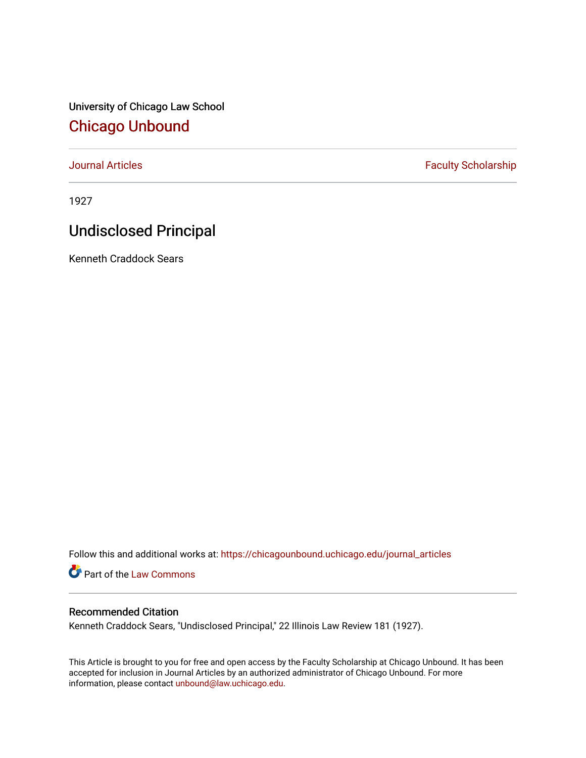University of Chicago Law School

## Chicago Unbound

Journal Articles | Faculty Scholarship

1927

# Undisclosed Principal

Kenneth Craddock Sears

Follow this and additional works at: https://chicagounbound.uchicago.edu/journal_articles

Part of the Law Commons

### Recommended Citation

Kenneth Craddock Sears, "Undisclosed Principal," 22 Illinois Law Review 181 (1927).

This Article is brought to you for free and open access by the Faculty Scholarship at Chicago Unbound. It has been accepted for inclusion in Journal Articles by an authorized administrator of Chicago Unbound. For more information, please contact unbound@law.uchicago.edu.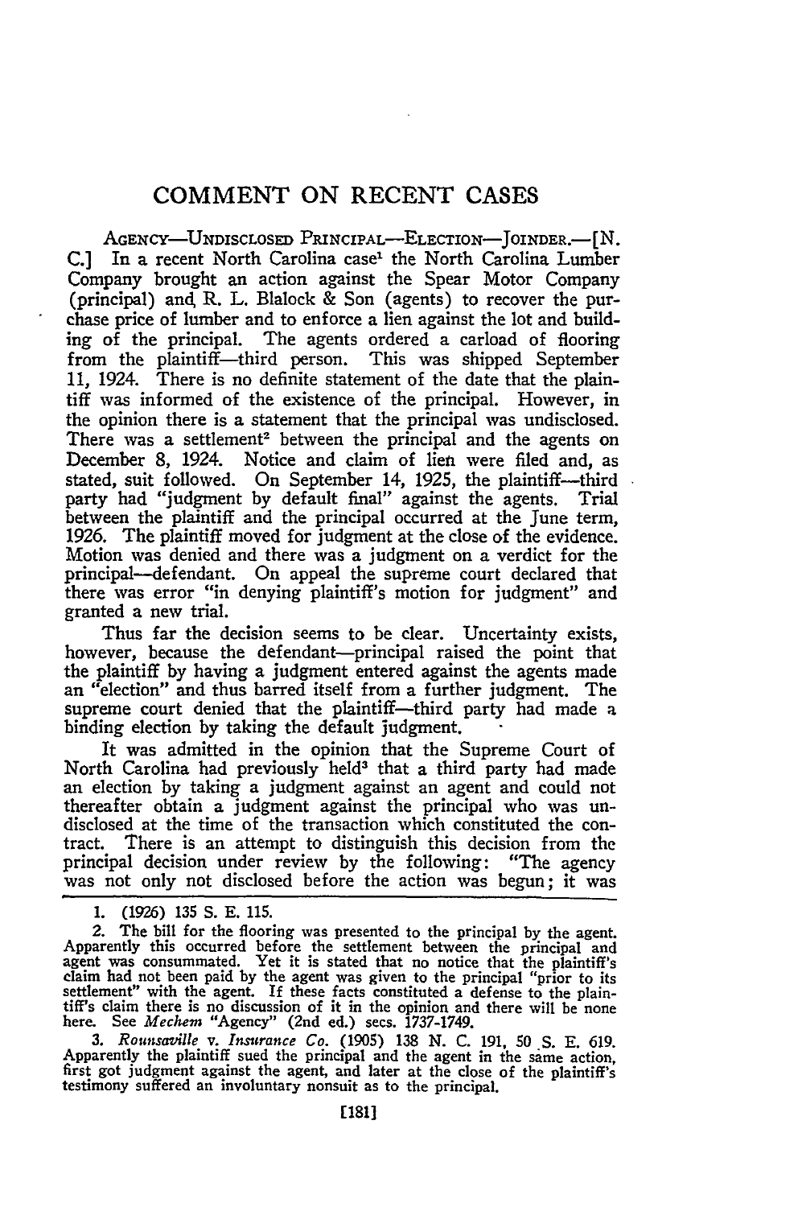# COMMENT ON RECENT CASES

AGENCY—UNDISCLOSED PRINCIPAL—ELECTION—JOINDER.—[N. C.] In a recent North Carolina case[1] the North Carolina Lumber Company brought an action against the Spear Motor Company (principal) and R. L. Blalock & Son (agents) to recover the purchase price of lumber and to enforce a lien against the lot and building of the principal. The agents ordered a carload of flooring from the plaintiff—third person. This was shipped September 11, 1924. There is no definite statement of the date that the plaintiff was informed of the existence of the principal. However, in the opinion there is a statement that the principal was undisclosed. There was a settlement[2] between the principal and the agents on December 8, 1924. Notice and claim of lien were filed and, as stated, suit followed. On September 14, 1925, the plaintiff—third party had "judgment by default final" against the agents. Trial between the plaintiff and the principal occurred at the June term, 1926. The plaintiff moved for judgment at the close of the evidence. Motion was denied and there was a judgment on a verdict for the principal—defendant. On appeal the supreme court declared that there was error "in denying plaintiff's motion for judgment" and granted a new trial.

Thus far the decision seems to be clear. Uncertainty exists, however, because the defendant—principal raised the point that the plaintiff by having a judgment entered against the agents made an "election" and thus barred itself from a further judgment. The supreme court denied that the plaintiff—third party had made a binding election by taking the default judgment.

It was admitted in the opinion that the Supreme Court of North Carolina had previously held[3] that a third party had made an election by taking a judgment against an agent and could not thereafter obtain a judgment against the principal who was undisclosed at the time of the transaction which constituted the contract. There is an attempt to distinguish this decision from the principal decision under review by the following: "The agency was not only not disclosed before the action was begun; it was

---

1. (1926) 135 S. E. 115.

2. The bill for the flooring was presented to the principal by the agent. Apparently this occurred before the settlement between the principal and agent was consummated. Yet it is stated that no notice that the plaintiff's claim had not been paid by the agent was given to the principal "prior to its settlement" with the agent. If these facts constituted a defense to the plaintiff's claim there is no discussion of it in the opinion and there will be none here. See *Mechem* "Agency" (2nd ed.) secs. 1737-1749.

3. *Rounsaville v. Insurance Co.* (1905) 138 N. C. 191, 50 S. E. 619. Apparently the plaintiff sued the principal and the agent in the same action, first got judgment against the agent, and later at the close of the plaintiff's testimony suffered an involuntary nonsuit as to the principal.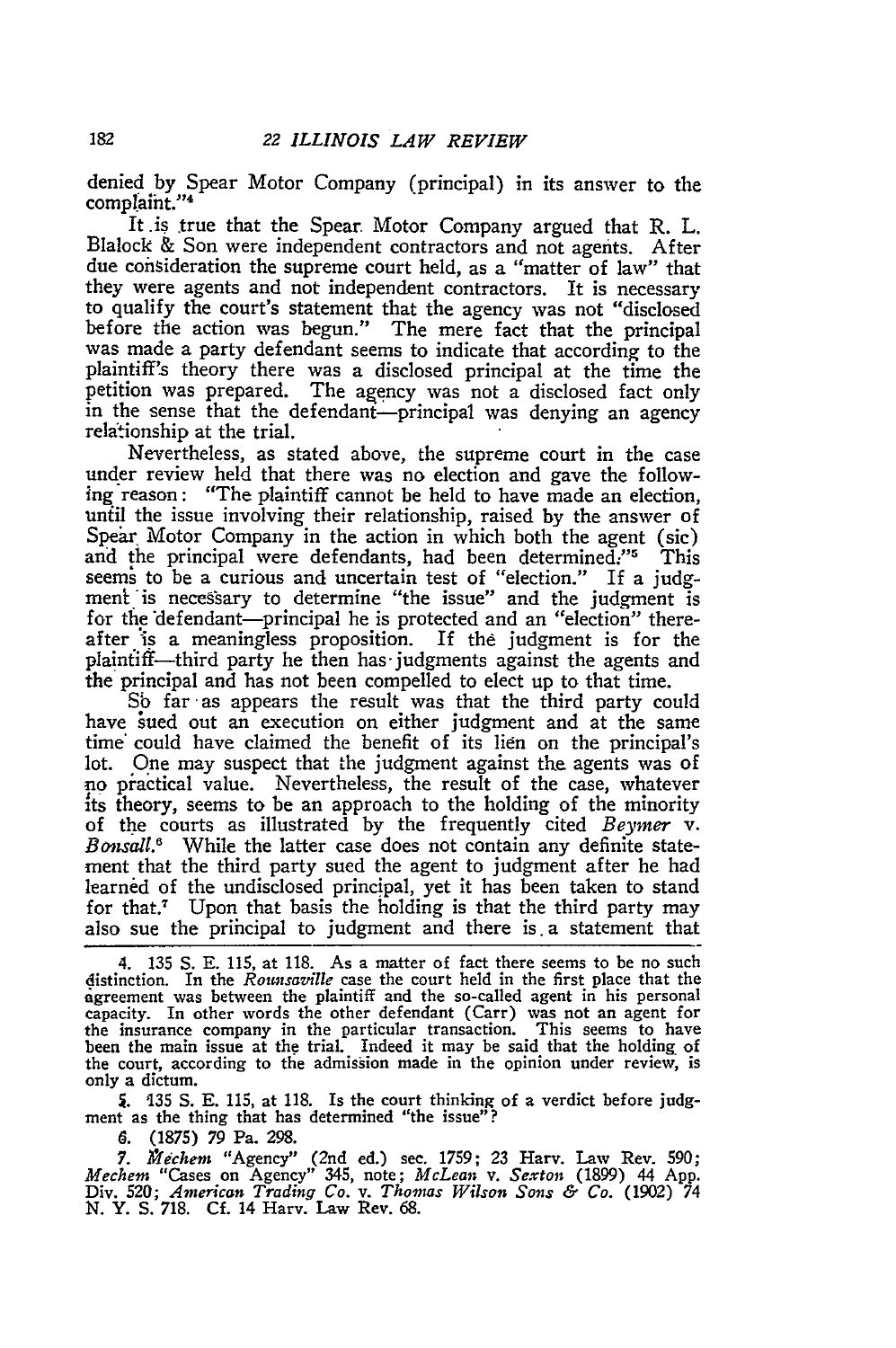denied by Spear Motor Company (principal) in its answer to the complaint."[4]

It is true that the Spear Motor Company argued that R. L. Blalock & Son were independent contractors and not agents. After due consideration the supreme court held, as a "matter of law" that they were agents and not independent contractors. It is necessary to qualify the court's statement that the agency was not "disclosed before the action was begun." The mere fact that the principal was made a party defendant seems to indicate that according to the plaintiff's theory there was a disclosed principal at the time the petition was prepared. The agency was not a disclosed fact only in the sense that the defendant—principal was denying an agency relationship at the trial.

Nevertheless, as stated above, the supreme court in the case under review held that there was no election and gave the following reason: "The plaintiff cannot be held to have made an election, until the issue involving their relationship, raised by the answer of Spear Motor Company in the action in which both the agent (sic) and the principal were defendants, had been determined."[5] This seems to be a curious and uncertain test of "election." If a judgment is necessary to determine "the issue" and the judgment is for the defendant—principal he is protected and an "election" thereafter is a meaningless proposition. If the judgment is for the plaintiff—third party he then has judgments against the agents and the principal and has not been compelled to elect up to that time.

So far as appears the result was that the third party could have sued out an execution on either judgment and at the same time could have claimed the benefit of its lien on the principal's lot. One may suspect that the judgment against the agents was of no practical value. Nevertheless, the result of the case, whatever its theory, seems to be an approach to the holding of the minority of the courts as illustrated by the frequently cited *Beymer* v. *Bonsall*.[6] While the latter case does not contain any definite statement that the third party sued the agent to judgment after he had learned of the undisclosed principal, yet it has been taken to stand for that.[7] Upon that basis the holding is that the third party may also sue the principal to judgment and there is a statement that

---

4. 135 S. E. 115, at 118. As a matter of fact there seems to be no such distinction. In the *Rounsaville* case the court held in the first place that the agreement was between the plaintiff and the so-called agent in his personal capacity. In other words the other defendant (Carr) was not an agent for the insurance company in the particular transaction. This seems to have been the main issue at the trial. Indeed it may be said that the holding of the court, according to the admission made in the opinion under review, is only a dictum.

5. 135 S. E. 115, at 118. Is the court thinking of a verdict before judgment as the thing that has determined "the issue"?

6. (1875) 79 Pa. 298.

7. *Mechem* "Agency" (2nd ed.) sec. 1759; 23 Harv. Law Rev. 590; *Mechem* "Cases on Agency" 345, note; *McLean* v. *Sexton* (1899) 44 App. Div. 520; *American Trading Co.* v. *Thomas Wilson Sons & Co.* (1902) 74 N. Y. S. 718. Cf. 14 Harv. Law Rev. 68.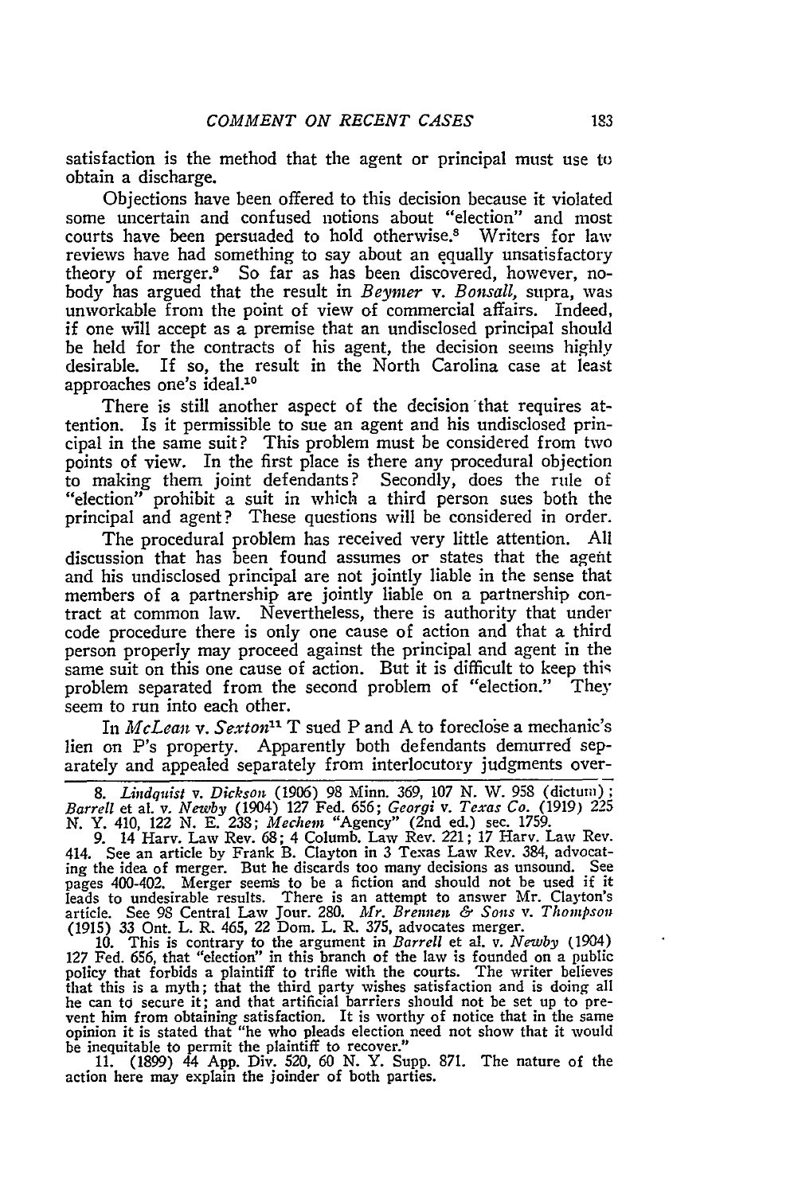satisfaction is the method that the agent or principal must use to obtain a discharge.

Objections have been offered to this decision because it violated some uncertain and confused notions about "election" and most courts have been persuaded to hold otherwise.[8] Writers for law reviews have had something to say about an equally unsatisfactory theory of merger.[9] So far as has been discovered, however, nobody has argued that the result in *Beymer* v. *Bonsall*, supra, was unworkable from the point of view of commercial affairs. Indeed, if one will accept as a premise that an undisclosed principal should be held for the contracts of his agent, the decision seems highly desirable. If so, the result in the North Carolina case at least approaches one's ideal.[10]

There is still another aspect of the decision that requires attention. Is it permissible to sue an agent and his undisclosed principal in the same suit? This problem must be considered from two points of view. In the first place is there any procedural objection to making them joint defendants? Secondly, does the rule of "election" prohibit a suit in which a third person sues both the principal and agent? These questions will be considered in order.

The procedural problem has received very little attention. All discussion that has been found assumes or states that the agent and his undisclosed principal are not jointly liable in the sense that members of a partnership are jointly liable on a partnership contract at common law. Nevertheless, there is authority that under code procedure there is only one cause of action and that a third person properly may proceed against the principal and agent in the same suit on this one cause of action. But it is difficult to keep this problem separated from the second problem of "election." They seem to run into each other.

In *McLean* v. *Sexton*[11] T sued P and A to foreclose a mechanic's lien on P's property. Apparently both defendants demurred separately and appealed separately from interlocutory judgments over-

---

8. *Lindquist* v. *Dickson* (1906) 98 Minn. 369, 107 N. W. 958 (dictum); *Barrell* et al. v. *Newby* (1904) 127 Fed. 656; *Georgi* v. *Texas Co.* (1919) 225 N. Y. 410, 122 N. E. 238; *Mechem* "Agency" (2nd ed.) sec. 1759.

9. 14 Harv. Law Rev. 68; 4 Columb. Law Rev. 221; 17 Harv. Law Rev. 414. See an article by Frank B. Clayton in 3 Texas Law Rev. 384, advocating the idea of merger. But he discards too many decisions as unsound. See pages 400-402. Merger seems to be a fiction and should not be used if it leads to undesirable results. There is an attempt to answer Mr. Clayton's article. See 98 Central Law Jour. 280. *Mr. Brennen & Sons* v. *Thompson* (1915) 33 Ont. L. R. 465, 22 Dom. L. R. 375, advocates merger.

10. This is contrary to the argument in *Barrell* et al. v. *Newby* (1904) 127 Fed. 656, that "election" in this branch of the law is founded on a public policy that forbids a plaintiff to trifle with the courts. The writer believes that this is a myth; that the third party wishes satisfaction and is doing all he can to secure it; and that artificial barriers should not be set up to prevent him from obtaining satisfaction. It is worthy of notice that in the same opinion it is stated that "he who pleads election need not show that it would be inequitable to permit the plaintiff to recover."

11. (1899) 44 App. Div. 520, 60 N. Y. Supp. 871. The nature of the action here may explain the joinder of both parties.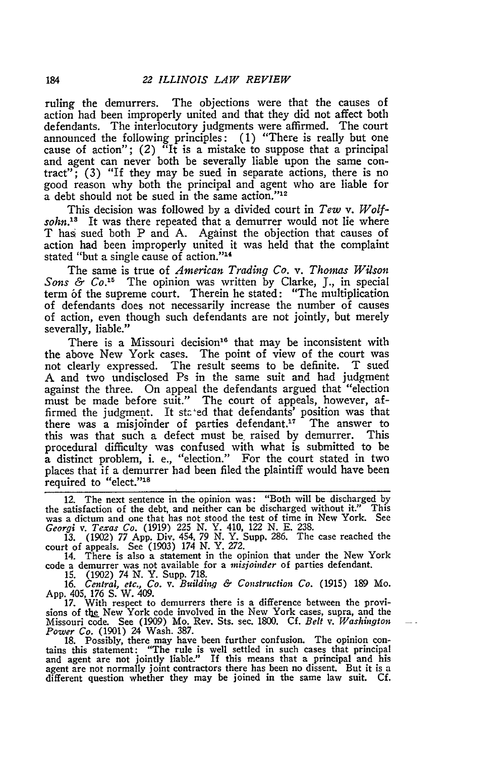ruling the demurrers. The objections were that the causes of action had been improperly united and that they did not affect both defendants. The interlocutory judgments were affirmed. The court announced the following principles: (1) "There is really but one cause of action"; (2) "It is a mistake to suppose that a principal and agent can never both be severally liable upon the same contract"; (3) "If they may be sued in separate actions, there is no good reason why both the principal and agent who are liable for a debt should not be sued in the same action."[12]

This decision was followed by a divided court in *Tew* v. *Wolfsohn.*[13] It was there repeated that a demurrer would not lie where T has sued both P and A. Against the objection that causes of action had been improperly united it was held that the complaint stated "but a single cause of action."[14]

The same is true of *American Trading Co.* v. *Thomas Wilson Sons & Co.*[15] The opinion was written by Clarke, J., in special term of the supreme court. Therein he stated: "The multiplication of defendants does not necessarily increase the number of causes of action, even though such defendants are not jointly, but merely severally, liable."

There is a Missouri decision[16] that may be inconsistent with the above New York cases. The point of view of the court was not clearly expressed. The result seems to be definite. T sued A and two undisclosed Ps in the same suit and had judgment against the three. On appeal the defendants argued that "election must be made before suit." The court of appeals, however, affirmed the judgment. It stated that defendants' position was that there was a misjoinder of parties defendant.[17] The answer to this was that such a defect must be raised by demurrer. This procedural difficulty was confused with what is submitted to be a distinct problem, i. e., "election." For the court stated in two places that if a demurrer had been filed the plaintiff would have been required to "elect."[18]

---

12. The next sentence in the opinion was: "Both will be discharged by the satisfaction of the debt, and neither can be discharged without it." This was a dictum and one that has not stood the test of time in New York. See *Georgi* v. *Texas Co.* (1919) 225 N. Y. 410, 122 N. E. 238.

13. (1902) 77 App. Div. 454, 79 N. Y. Supp. 286. The case reached the court of appeals. See (1903) 174 N. Y. 272.

14. There is also a statement in the opinion that under the New York code a demurrer was not available for a *misjoinder* of parties defendant.

15. (1902) 74 N. Y. Supp. 718.

16. *Central, etc., Co.* v. *Building & Construction Co.* (1915) 189 Mo. App. 405, 176 S. W. 409.

17. With respect to demurrers there is a difference between the provisions of the New York code involved in the New York cases, supra, and the Missouri code. See (1909) Mo. Rev. Sts. sec. 1800. Cf. *Belt* v. *Washington Power Co.* (1901) 24 Wash. 387.

18. Possibly, there may have been further confusion. The opinion contains this statement: "The rule is well settled in such cases that principal and agent are not jointly liable." If this means that a principal and his agent are not normally joint contractors there has been no dissent. But it is a different question whether they may be joined in the same law suit. Cf.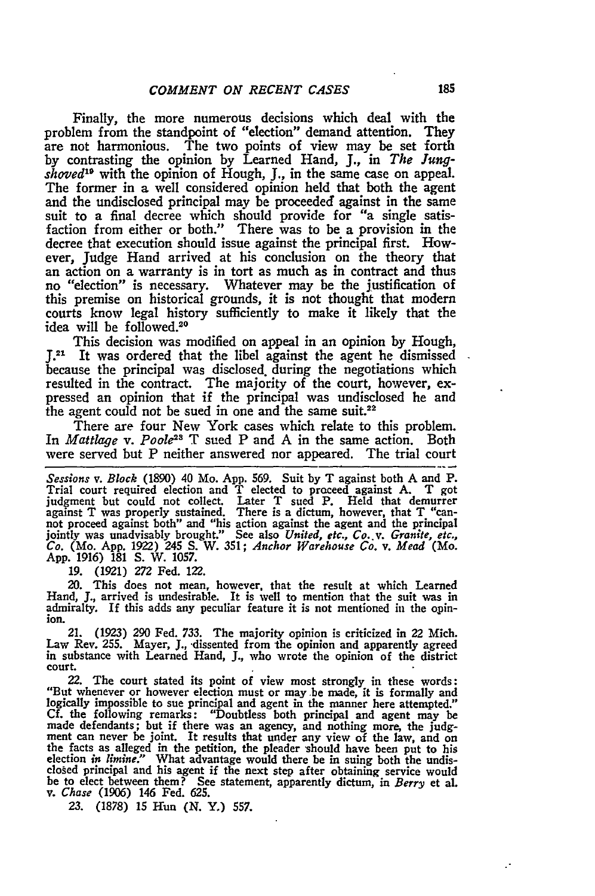Finally, the more numerous decisions which deal with the problem from the standpoint of "election" demand attention. They are not harmonious. The two points of view may be set forth by contrasting the opinion by Learned Hand, J., in *The Jungshoved*[19] with the opinion of Hough, J., in the same case on appeal. The former in a well considered opinion held that both the agent and the undisclosed principal may be proceeded against in the same suit to a final decree which should provide for "a single satisfaction from either or both." There was to be a provision in the decree that execution should issue against the principal first. However, Judge Hand arrived at his conclusion on the theory that an action on a warranty is in tort as much as in contract and thus no "election" is necessary. Whatever may be the justification of this premise on historical grounds, it is not thought that modern courts know legal history sufficiently to make it likely that the idea will be followed.[20]

This decision was modified on appeal in an opinion by Hough, J.[21] It was ordered that the libel against the agent be dismissed because the principal was disclosed during the negotiations which resulted in the contract. The majority of the court, however, expressed an opinion that if the principal was undisclosed he and the agent could not be sued in one and the same suit.[22]

There are four New York cases which relate to this problem. In *Mattlage* v. *Poole*[23] T sued P and A in the same action. Both were served but P neither answered nor appeared. The trial court

---

*Sessions* v. *Block* (1890) 40 Mo. App. 569. Suit by T against both A and P. Trial court required election and T elected to proceed against A. T got judgment but could not collect. Later T sued P. Held that demurrer against T was properly sustained. There is a dictum, however, that T "cannot proceed against both" and "his action against the agent and the principal jointly was unadvisably brought." See also *United, etc., Co.* v. *Granite, etc., Co.* (Mo. App. 1922) 245 S. W. 351; *Anchor Warehouse Co.* v. *Mead* (Mo. App. 1916) 181 S. W. 1057.

19. (1921) 272 Fed. 122.

20. This does not mean, however, that the result at which Learned Hand, J., arrived is undesirable. It is well to mention that the suit was in admiralty. If this adds any peculiar feature it is not mentioned in the opinion.

21. (1923) 290 Fed. 733. The majority opinion is criticized in 22 Mich. Law Rev. 255. Mayer, J., dissented from the opinion and apparently agreed in substance with Learned Hand, J., who wrote the opinion of the district court.

22. The court stated its point of view most strongly in these words: "But whenever or however election must or may be made, it is formally and logically impossible to sue principal and agent in the manner here attempted." Cf. the following remarks: "Doubtless both principal and agent may be made defendants; but if there was an agency, and nothing more, the judgment can never be joint. It results that under any view of the law, and on the facts as alleged in the petition, the pleader should have been put to his election *in limine*." What advantage would there be in suing both the undisclosed principal and his agent if the next step after obtaining service would be to elect between them? See statement, apparently dictum, in *Berry* et al. v. *Chase* (1906) 146 Fed. 625.

23. (1878) 15 Hun (N. Y.) 557.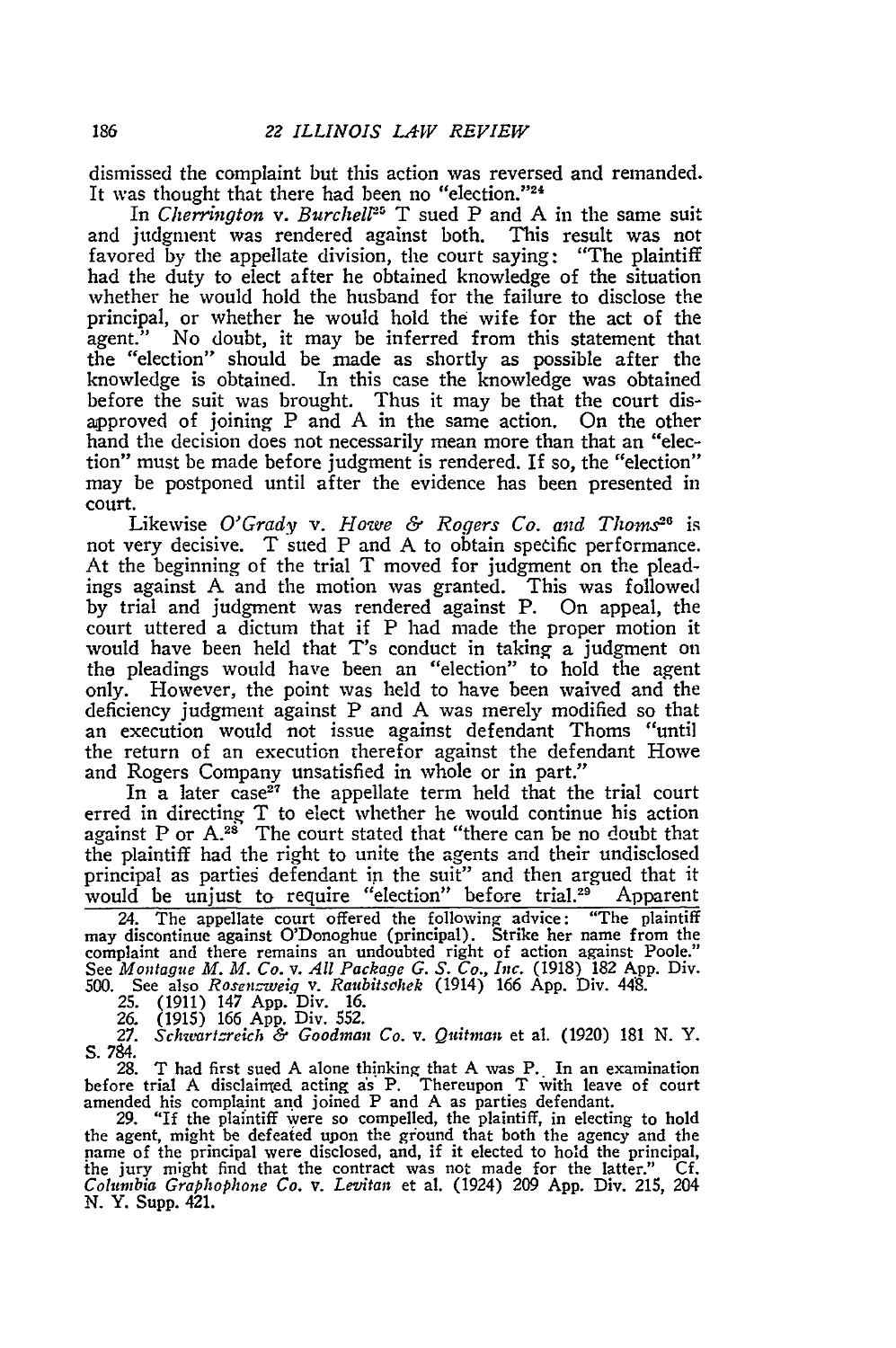dismissed the complaint but this action was reversed and remanded. It was thought that there had been no "election."[24]

In *Cherrington* v. *Burchell*[25] T sued P and A in the same suit and judgment was rendered against both. This result was not favored by the appellate division, the court saying: "The plaintiff had the duty to elect after he obtained knowledge of the situation whether he would hold the husband for the failure to disclose the principal, or whether he would hold the wife for the act of the agent." No doubt, it may be inferred from this statement that the "election" should be made as shortly as possible after the knowledge is obtained. In this case the knowledge was obtained before the suit was brought. Thus it may be that the court disapproved of joining P and A in the same action. On the other hand the decision does not necessarily mean more than that an "election" must be made before judgment is rendered. If so, the "election" may be postponed until after the evidence has been presented in court.

Likewise *O'Grady* v. *Howe & Rogers Co. and Thoms*[26] is not very decisive. T sued P and A to obtain specific performance. At the beginning of the trial T moved for judgment on the pleadings against A and the motion was granted. This was followed by trial and judgment was rendered against P. On appeal, the court uttered a dictum that if P had made the proper motion it would have been held that T's conduct in taking a judgment on the pleadings would have been an "election" to hold the agent only. However, the point was held to have been waived and the deficiency judgment against P and A was merely modified so that an execution would not issue against defendant Thoms "until the return of an execution therefor against the defendant Howe and Rogers Company unsatisfied in whole or in part."

In a later case[27] the appellate term held that the trial court erred in directing T to elect whether he would continue his action against P or A.[28] The court stated that "there can be no doubt that the plaintiff had the right to unite the agents and their undisclosed principal as parties defendant in the suit" and then argued that it would be unjust to require "election" before trial.[29] Apparent

---

24. The appellate court offered the following advice: "The plaintiff may discontinue against O'Donoghue (principal). Strike her name from the complaint and there remains an undoubted right of action against Poole." See *Montague M. M. Co.* v. *All Package G. S. Co., Inc.* (1918) 182 App. Div. 500. See also *Rosenzweig* v. *Raubitschek* (1914) 166 App. Div. 448.

25. (1911) 147 App. Div. 16.

26. (1915) 166 App. Div. 552.

27. *Schwartzreich & Goodman Co.* v. *Quitman* et al. (1920) 181 N. Y. S. 784.

28. T had first sued A alone thinking that A was P. In an examination before trial A disclaimed acting as P. Thereupon T with leave of court amended his complaint and joined P and A as parties defendant.

29. "If the plaintiff were so compelled, the plaintiff, in electing to hold the agent, might be defeated upon the ground that both the agency and the name of the principal were disclosed, and, if it elected to hold the principal, the jury might find that the contract was not made for the latter." Cf. *Columbia Graphophone Co.* v. *Levitan* et al. (1924) 209 App. Div. 215, 204 N. Y. Supp. 421.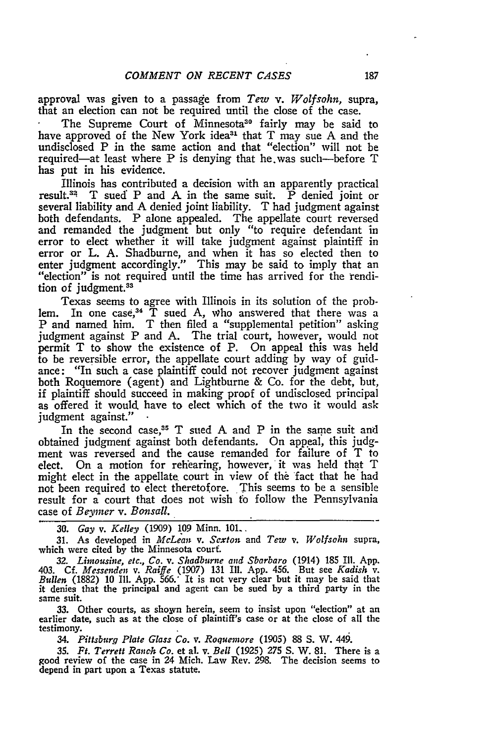approval was given to a passage from *Tew* v. *Wolfsohn*, supra, that an election can not be required until the close of the case.

The Supreme Court of Minnesota[30] fairly may be said to have approved of the New York idea[31] that T may sue A and the undisclosed P in the same action and that "election" will not be required—at least where P is denying that he was such—before T has put in his evidence.

Illinois has contributed a decision with an apparently practical result.[32] T sued P and A in the same suit. P denied joint or several liability and A denied joint liability. T had judgment against both defendants. P alone appealed. The appellate court reversed and remanded the judgment but only "to require defendant in error to elect whether it will take judgment against plaintiff in error or L. A. Shadburne, and when it has so elected then to enter judgment accordingly." This may be said to imply that an "election" is not required until the time has arrived for the rendition of judgment.[33]

Texas seems to agree with Illinois in its solution of the problem. In one case,[34] T sued A, who answered that there was a P and named him. T then filed a "supplemental petition" asking judgment against P and A. The trial court, however, would not permit T to show the existence of P. On appeal this was held to be reversible error, the appellate court adding by way of guidance: "In such a case plaintiff could not recover judgment against both Roquemore (agent) and Lightburne & Co. for the debt, but, if plaintiff should succeed in making proof of undisclosed principal as offered it would have to elect which of the two it would ask judgment against."

In the second case,[35] T sued A and P in the same suit and obtained judgment against both defendants. On appeal, this judgment was reversed and the cause remanded for failure of T to elect. On a motion for rehearing, however, it was held that T might elect in the appellate court in view of the fact that he had not been required to elect theretofore. This seems to be a sensible result for a court that does not wish to follow the Pennsylvania case of *Beymer* v. *Bonsall*.

---

30. *Gay* v. *Kelley* (1909) 109 Minn. 101.

31. As developed in *McLean* v. *Sexton* and *Tew* v. *Wolfsohn* supra, which were cited by the Minnesota court.

32. *Limousine, etc., Co.* v. *Shadburne and Sbarbaro* (1914) 185 Ill. App. 403. Cf. *Messenden* v. *Raiffe* (1907) 131 Ill. App. 456. But see *Kadish* v. *Bullen* (1882) 10 Ill. App. 566. It is not very clear but it may be said that it denies that the principal and agent can be sued by a third party in the same suit.

33. Other courts, as shown herein, seem to insist upon "election" at an earlier date, such as at the close of plaintiff's case or at the close of all the testimony.

34. *Pittsburg Plate Glass Co.* v. *Roquemore* (1905) 88 S. W. 449.

35. *Ft. Terrett Ranch Co.* et al. v. *Bell* (1925) 275 S. W. 81. There is a good review of the case in 24 Mich. Law Rev. 298. The decision seems to depend in part upon a Texas statute.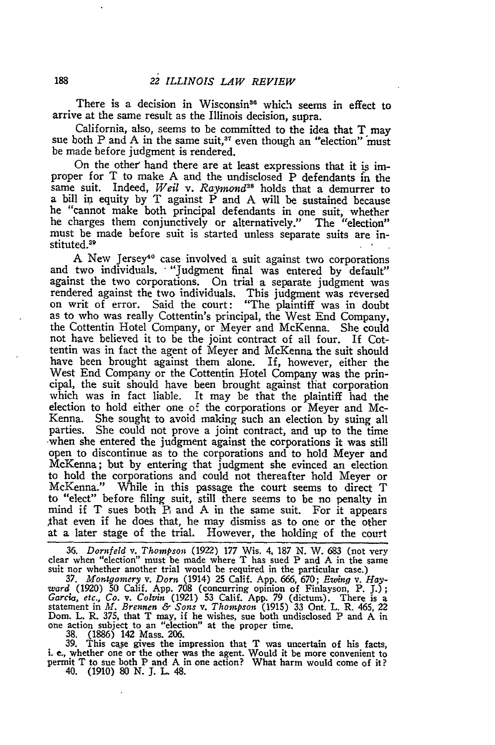There is a decision in Wisconsin[36] which seems in effect to arrive at the same result as the Illinois decision, supra.

California, also, seems to be committed to the idea that T may sue both P and A in the same suit,[37] even though an "election" must be made before judgment is rendered.

On the other hand there are at least expressions that it is improper for T to make A and the undisclosed P defendants in the same suit. Indeed, *Weil* v. *Raymond*[38] holds that a demurrer to a bill in equity by T against P and A will be sustained because he "cannot make both principal defendants in one suit, whether he charges them conjunctively or alternatively." The "election" must be made before suit is started unless separate suits are instituted.[39]

A New Jersey[40] case involved a suit against two corporations and two individuals. "Judgment final was entered by default" against the two corporations. On trial a separate judgment was rendered against the two individuals. This judgment was reversed on writ of error. Said the court: "The plaintiff was in doubt as to who was really Cottentin's principal, the West End Company, the Cottentin Hotel Company, or Meyer and McKenna. She could not have believed it to be the joint contract of all four. If Cottentin was in fact the agent of Meyer and McKenna the suit should have been brought against them alone. If, however, either the West End Company or the Cottentin Hotel Company was the principal, the suit should have been brought against that corporation which was in fact liable. It may be that the plaintiff had the election to hold either one of the corporations or Meyer and McKenna. She sought to avoid making such an election by suing all parties. She could not prove a joint contract, and up to the time when she entered the judgment against the corporations it was still open to discontinue as to the corporations and to hold Meyer and McKenna; but by entering that judgment she evinced an election to hold the corporations and could not thereafter hold Meyer or McKenna." While in this passage the court seems to direct T to "elect" before filing suit, still there seems to be no penalty in mind if T sues both P and A in the same suit. For it appears that even if he does that, he may dismiss as to one or the other at a later stage of the trial. However, the holding of the court

---

36. *Dornfeld* v. *Thompson* (1922) 177 Wis. 4, 187 N. W. 683 (not very clear when "election" must be made where T has sued P and A in the same suit nor whether another trial would be required in the particular case.)

37. *Montgomery* v. *Dorn* (1914) 25 Calif. App. 666, 670; *Ewing* v. *Hayward* (1920) 50 Calif. App. 708 (concurring opinion of Finlayson, P. J.); *Garcia, etc., Co.* v. *Colvin* (1921) 53 Calif. App. 79 (dictum). There is a statement in *M. Brennen & Sons* v. *Thompson* (1915) 33 Ont. L. R. 465, 22 Dom. L. R. 375, that T may, if he wishes, sue both undisclosed P and A in one action subject to an "election" at the proper time.

38. (1886) 142 Mass. 206.

39. This case gives the impression that T was uncertain of his facts, i. e., whether one or the other was the agent. Would it be more convenient to permit T to sue both P and A in one action? What harm would come of it?

40. (1910) 80 N. J. L. 48.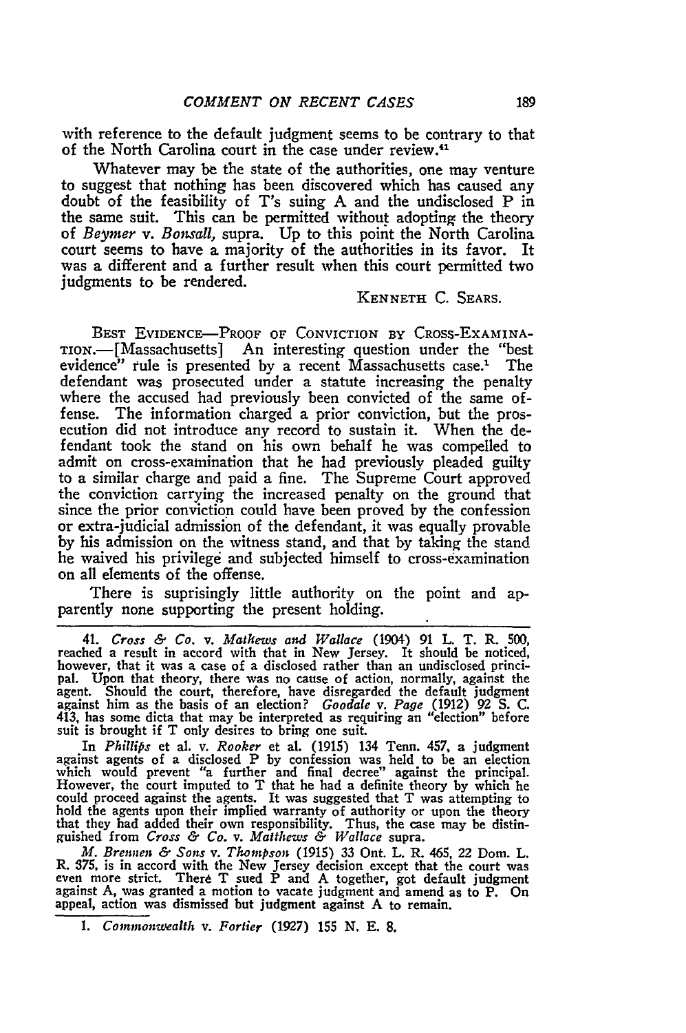with reference to the default judgment seems to be contrary to that of the North Carolina court in the case under review.[41]

Whatever may be the state of the authorities, one may venture to suggest that nothing has been discovered which has caused any doubt of the feasibility of T's suing A and the undisclosed P in the same suit. This can be permitted without adopting the theory of *Beymer* v. *Bonsall*, supra. Up to this point the North Carolina court seems to have a majority of the authorities in its favor. It was a different and a further result when this court permitted two judgments to be rendered.

KENNETH C. SEARS.

BEST EVIDENCE—PROOF OF CONVICTION BY CROSS-EXAMINATION.—[Massachusetts] An interesting question under the "best evidence" rule is presented by a recent Massachusetts case.[1] The defendant was prosecuted under a statute increasing the penalty where the accused had previously been convicted of the same offense. The information charged a prior conviction, but the prosecution did not introduce any record to sustain it. When the defendant took the stand on his own behalf he was compelled to admit on cross-examination that he had previously pleaded guilty to a similar charge and paid a fine. The Supreme Court approved the conviction carrying the increased penalty on the ground that since the prior conviction could have been proved by the confession or extra-judicial admission of the defendant, it was equally provable by his admission on the witness stand, and that by taking the stand he waived his privilege and subjected himself to cross-examination on all elements of the offense.

There is suprisingly little authority on the point and apparently none supporting the present holding.

---

41. *Cross & Co.* v. *Mathews and Wallace* (1904) 91 L. T. R. 500, reached a result in accord with that in New Jersey. It should be noticed, however, that it was a case of a disclosed rather than an undisclosed principal. Upon that theory, there was no cause of action, normally, against the agent. Should the court, therefore, have disregarded the default judgment against him as the basis of an election? *Goodale* v. *Page* (1912) 92 S. C. 413, has some dicta that may be interpreted as requiring an "election" before suit is brought if T only desires to bring one suit.

In *Phillips* et al. v. *Rooker* et al. (1915) 134 Tenn. 457, a judgment against agents of a disclosed P by confession was held to be an election which would prevent "a further and final decree" against the principal. However, the court imputed to T that he had a definite theory by which he could proceed against the agents. It was suggested that T was attempting to hold the agents upon their implied warranty of authority or upon the theory that they had added their own responsibility. Thus, the case may be distinguished from *Cross & Co.* v. *Matthews & Wallace* supra.

*M. Brennen & Sons* v. *Thompson* (1915) 33 Ont. L. R. 465, 22 Dom. L. R. 375, is in accord with the New Jersey decision except that the court was even more strict. There T sued P and A together, got default judgment against A, was granted a motion to vacate judgment and amend as to P. On appeal, action was dismissed but judgment against A to remain.

1. *Commonwealth* v. *Fortier* (1927) 155 N. E. 8.